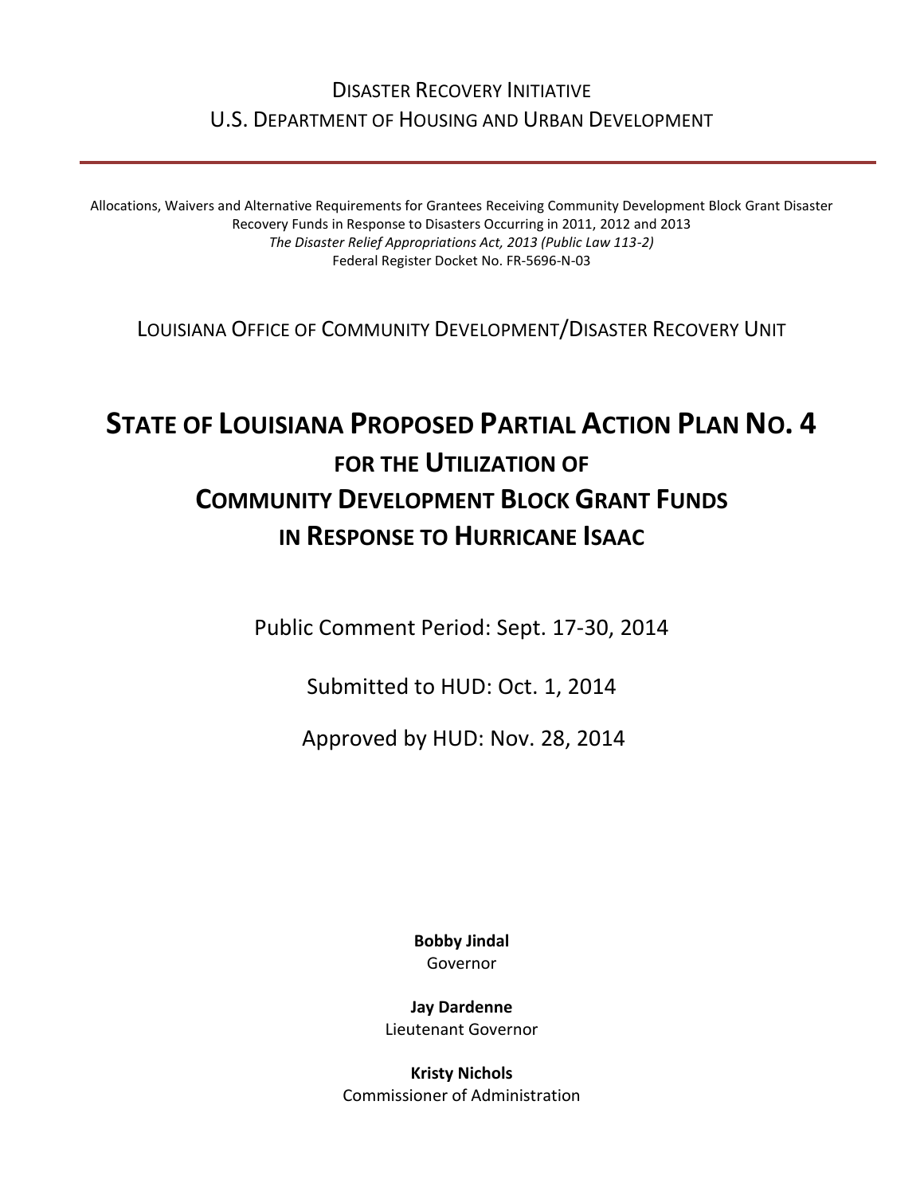DISASTER RECOVERY INITIATIVE
U.S. DEPARTMENT OF HOUSING AND URBAN DEVELOPMENT

---

Allocations, Waivers and Alternative Requirements for Grantees Receiving Community Development Block Grant Disaster Recovery Funds in Response to Disasters Occurring in 2011, 2012 and 2013
*The Disaster Relief Appropriations Act, 2013 (Public Law 113-2)*
Federal Register Docket No. FR-5696-N-03

LOUISIANA OFFICE OF COMMUNITY DEVELOPMENT/DISASTER RECOVERY UNIT

# STATE OF LOUISIANA PROPOSED PARTIAL ACTION PLAN NO. 4
## FOR THE UTILIZATION OF
## COMMUNITY DEVELOPMENT BLOCK GRANT FUNDS
## IN RESPONSE TO HURRICANE ISAAC

Public Comment Period: Sept. 17-30, 2014

Submitted to HUD: Oct. 1, 2014

Approved by HUD: Nov. 28, 2014

**Bobby Jindal**
Governor

**Jay Dardenne**
Lieutenant Governor

**Kristy Nichols**
Commissioner of Administration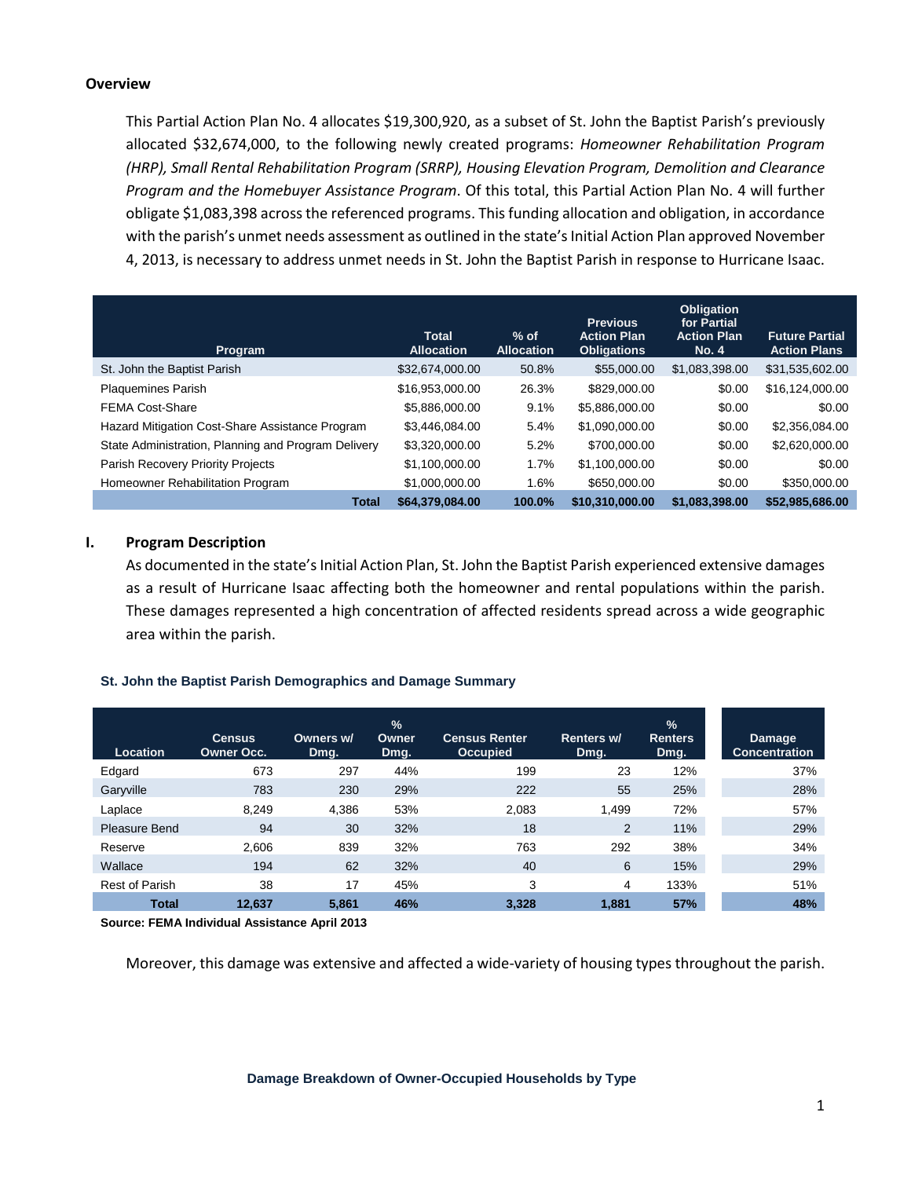## Overview

This Partial Action Plan No. 4 allocates $19,300,920, as a subset of St. John the Baptist Parish's previously allocated $32,674,000, to the following newly created programs: *Homeowner Rehabilitation Program (HRP), Small Rental Rehabilitation Program (SRRP), Housing Elevation Program, Demolition and Clearance Program and the Homebuyer Assistance Program*. Of this total, this Partial Action Plan No. 4 will further obligate $1,083,398 across the referenced programs. This funding allocation and obligation, in accordance with the parish's unmet needs assessment as outlined in the state's Initial Action Plan approved November 4, 2013, is necessary to address unmet needs in St. John the Baptist Parish in response to Hurricane Isaac.

| Program | Total Allocation | % of Allocation | Previous Action Plan Obligations | Obligation for Partial Action Plan No. 4 | Future Partial Action Plans |
|---|---|---|---|---|---|
| St. John the Baptist Parish | $32,674,000.00 | 50.8% | $55,000.00 | $1,083,398.00 | $31,535,602.00 |
| Plaquemines Parish | $16,953,000.00 | 26.3% | $829,000.00 | $0.00 | $16,124,000.00 |
| FEMA Cost-Share | $5,886,000.00 | 9.1% | $5,886,000.00 | $0.00 | $0.00 |
| Hazard Mitigation Cost-Share Assistance Program | $3,446,084.00 | 5.4% | $1,090,000.00 | $0.00 | $2,356,084.00 |
| State Administration, Planning and Program Delivery | $3,320,000.00 | 5.2% | $700,000.00 | $0.00 | $2,620,000.00 |
| Parish Recovery Priority Projects | $1,100,000.00 | 1.7% | $1,100,000.00 | $0.00 | $0.00 |
| Homeowner Rehabilitation Program | $1,000,000.00 | 1.6% | $650,000.00 | $0.00 | $350,000.00 |
| **Total** | **$64,379,084.00** | **100.0%** | **$10,310,000.00** | **$1,083,398.00** | **$52,985,686.00** |

## I. Program Description

As documented in the state's Initial Action Plan, St. John the Baptist Parish experienced extensive damages as a result of Hurricane Isaac affecting both the homeowner and rental populations within the parish. These damages represented a high concentration of affected residents spread across a wide geographic area within the parish.

**St. John the Baptist Parish Demographics and Damage Summary**

| Location | Census Owner Occ. | Owners w/ Dmg. | % Owner Dmg. | Census Renter Occupied | Renters w/ Dmg. | % Renters Dmg. | Damage Concentration |
|---|---|---|---|---|---|---|---|
| Edgard | 673 | 297 | 44% | 199 | 23 | 12% | 37% |
| Garyville | 783 | 230 | 29% | 222 | 55 | 25% | 28% |
| Laplace | 8,249 | 4,386 | 53% | 2,083 | 1,499 | 72% | 57% |
| Pleasure Bend | 94 | 30 | 32% | 18 | 2 | 11% | 29% |
| Reserve | 2,606 | 839 | 32% | 763 | 292 | 38% | 34% |
| Wallace | 194 | 62 | 32% | 40 | 6 | 15% | 29% |
| Rest of Parish | 38 | 17 | 45% | 3 | 4 | 133% | 51% |
| **Total** | **12,637** | **5,861** | **46%** | **3,328** | **1,881** | **57%** | **48%** |

**Source: FEMA Individual Assistance April 2013**

Moreover, this damage was extensive and affected a wide-variety of housing types throughout the parish.

**Damage Breakdown of Owner-Occupied Households by Type**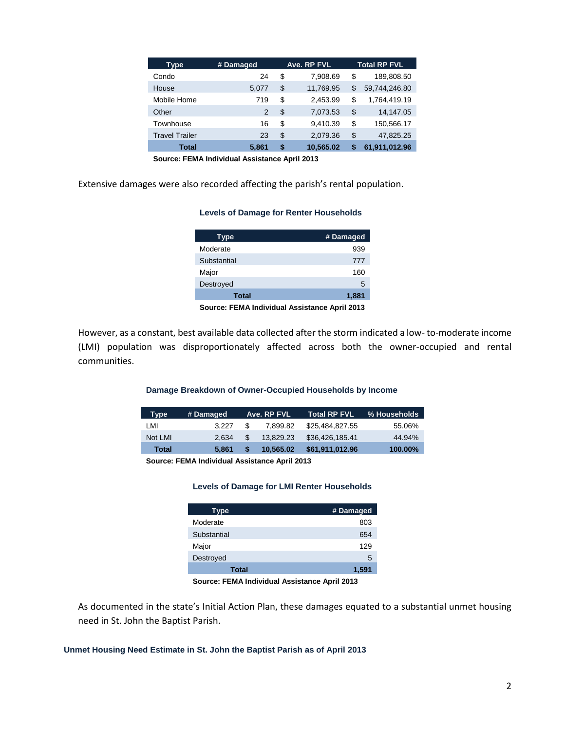| Type | # Damaged | Ave. RP FVL | Total RP FVL |
|---|---|---|---|
| Condo | 24 | $ 7,908.69 | $ 189,808.50 |
| House | 5,077 | $ 11,769.95 | $ 59,744,246.80 |
| Mobile Home | 719 | $ 2,453.99 | $ 1,764,419.19 |
| Other | 2 | $ 7,073.53 | $ 14,147.05 |
| Townhouse | 16 | $ 9,410.39 | $ 150,566.17 |
| Travel Trailer | 23 | $ 2,079.36 | $ 47,825.25 |
| **Total** | **5,861** | **$ 10,565.02** | **$ 61,911,012.96** |

**Source: FEMA Individual Assistance April 2013**

Extensive damages were also recorded affecting the parish's rental population.

**Levels of Damage for Renter Households**

| Type | # Damaged |
|---|---|
| Moderate | 939 |
| Substantial | 777 |
| Major | 160 |
| Destroyed | 5 |
| **Total** | **1,881** |

**Source: FEMA Individual Assistance April 2013**

However, as a constant, best available data collected after the storm indicated a low- to-moderate income (LMI) population was disproportionately affected across both the owner-occupied and rental communities.

**Damage Breakdown of Owner-Occupied Households by Income**

| Type | # Damaged | Ave. RP FVL | Total RP FVL | % Households |
|---|---|---|---|---|
| LMI | 3,227 | $ 7,899.82 | $25,484,827.55 | 55.06% |
| Not LMI | 2,634 | $ 13,829.23 | $36,426,185.41 | 44.94% |
| **Total** | **5,861** | **$ 10,565.02** | **$61,911,012.96** | **100.00%** |

**Source: FEMA Individual Assistance April 2013**

**Levels of Damage for LMI Renter Households**

| Type | # Damaged |
|---|---|
| Moderate | 803 |
| Substantial | 654 |
| Major | 129 |
| Destroyed | 5 |
| **Total** | **1,591** |

**Source: FEMA Individual Assistance April 2013**

As documented in the state's Initial Action Plan, these damages equated to a substantial unmet housing need in St. John the Baptist Parish.

**Unmet Housing Need Estimate in St. John the Baptist Parish as of April 2013**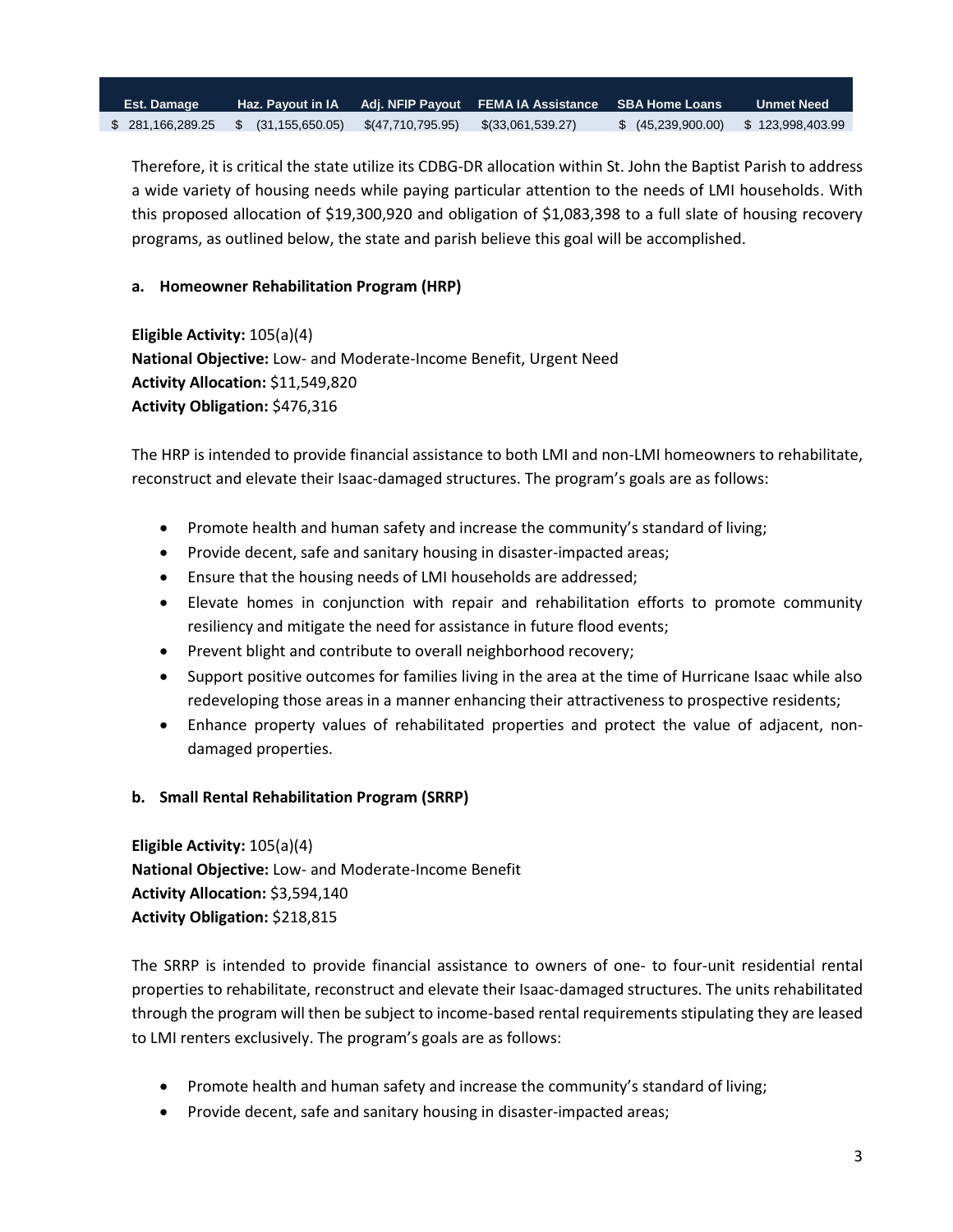| Est. Damage | Haz. Payout in IA | Adj. NFIP Payout | FEMA IA Assistance | SBA Home Loans | Unmet Need |
|---|---|---|---|---|---|
| $ 281,166,289.25 | $ (31,155,650.05) | $(47,710,795.95) | $(33,061,539.27) | $ (45,239,900.00) | $ 123,998,403.99 |

Therefore, it is critical the state utilize its CDBG-DR allocation within St. John the Baptist Parish to address a wide variety of housing needs while paying particular attention to the needs of LMI households. With this proposed allocation of $19,300,920 and obligation of $1,083,398 to a full slate of housing recovery programs, as outlined below, the state and parish believe this goal will be accomplished.

**a. Homeowner Rehabilitation Program (HRP)**

**Eligible Activity:** 105(a)(4)
**National Objective:** Low- and Moderate-Income Benefit, Urgent Need
**Activity Allocation:** $11,549,820
**Activity Obligation:** $476,316

The HRP is intended to provide financial assistance to both LMI and non-LMI homeowners to rehabilitate, reconstruct and elevate their Isaac-damaged structures. The program's goals are as follows:

- Promote health and human safety and increase the community's standard of living;
- Provide decent, safe and sanitary housing in disaster-impacted areas;
- Ensure that the housing needs of LMI households are addressed;
- Elevate homes in conjunction with repair and rehabilitation efforts to promote community resiliency and mitigate the need for assistance in future flood events;
- Prevent blight and contribute to overall neighborhood recovery;
- Support positive outcomes for families living in the area at the time of Hurricane Isaac while also redeveloping those areas in a manner enhancing their attractiveness to prospective residents;
- Enhance property values of rehabilitated properties and protect the value of adjacent, non-damaged properties.

**b. Small Rental Rehabilitation Program (SRRP)**

**Eligible Activity:** 105(a)(4)
**National Objective:** Low- and Moderate-Income Benefit
**Activity Allocation:** $3,594,140
**Activity Obligation:** $218,815

The SRRP is intended to provide financial assistance to owners of one- to four-unit residential rental properties to rehabilitate, reconstruct and elevate their Isaac-damaged structures. The units rehabilitated through the program will then be subject to income-based rental requirements stipulating they are leased to LMI renters exclusively. The program's goals are as follows:

- Promote health and human safety and increase the community's standard of living;
- Provide decent, safe and sanitary housing in disaster-impacted areas;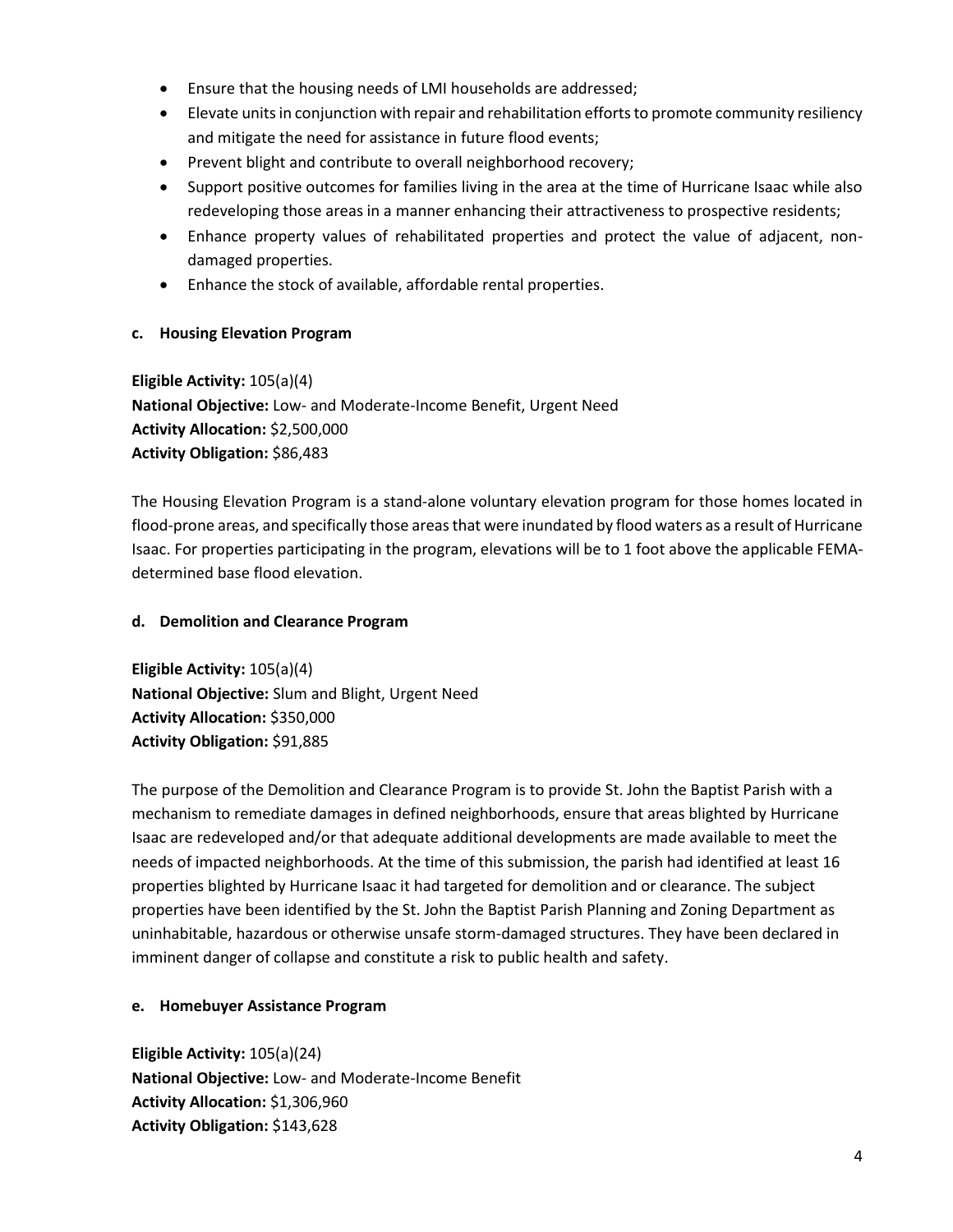- Ensure that the housing needs of LMI households are addressed;
- Elevate units in conjunction with repair and rehabilitation efforts to promote community resiliency and mitigate the need for assistance in future flood events;
- Prevent blight and contribute to overall neighborhood recovery;
- Support positive outcomes for families living in the area at the time of Hurricane Isaac while also redeveloping those areas in a manner enhancing their attractiveness to prospective residents;
- Enhance property values of rehabilitated properties and protect the value of adjacent, non-damaged properties.
- Enhance the stock of available, affordable rental properties.

#### c. Housing Elevation Program

**Eligible Activity:** 105(a)(4)
**National Objective:** Low- and Moderate-Income Benefit, Urgent Need
**Activity Allocation:** $2,500,000
**Activity Obligation:** $86,483

The Housing Elevation Program is a stand-alone voluntary elevation program for those homes located in flood-prone areas, and specifically those areas that were inundated by flood waters as a result of Hurricane Isaac. For properties participating in the program, elevations will be to 1 foot above the applicable FEMA-determined base flood elevation.

#### d. Demolition and Clearance Program

**Eligible Activity:** 105(a)(4)
**National Objective:** Slum and Blight, Urgent Need
**Activity Allocation:** $350,000
**Activity Obligation:** $91,885

The purpose of the Demolition and Clearance Program is to provide St. John the Baptist Parish with a mechanism to remediate damages in defined neighborhoods, ensure that areas blighted by Hurricane Isaac are redeveloped and/or that adequate additional developments are made available to meet the needs of impacted neighborhoods. At the time of this submission, the parish had identified at least 16 properties blighted by Hurricane Isaac it had targeted for demolition and or clearance. The subject properties have been identified by the St. John the Baptist Parish Planning and Zoning Department as uninhabitable, hazardous or otherwise unsafe storm-damaged structures. They have been declared in imminent danger of collapse and constitute a risk to public health and safety.

#### e. Homebuyer Assistance Program

**Eligible Activity:** 105(a)(24)
**National Objective:** Low- and Moderate-Income Benefit
**Activity Allocation:** $1,306,960
**Activity Obligation:** $143,628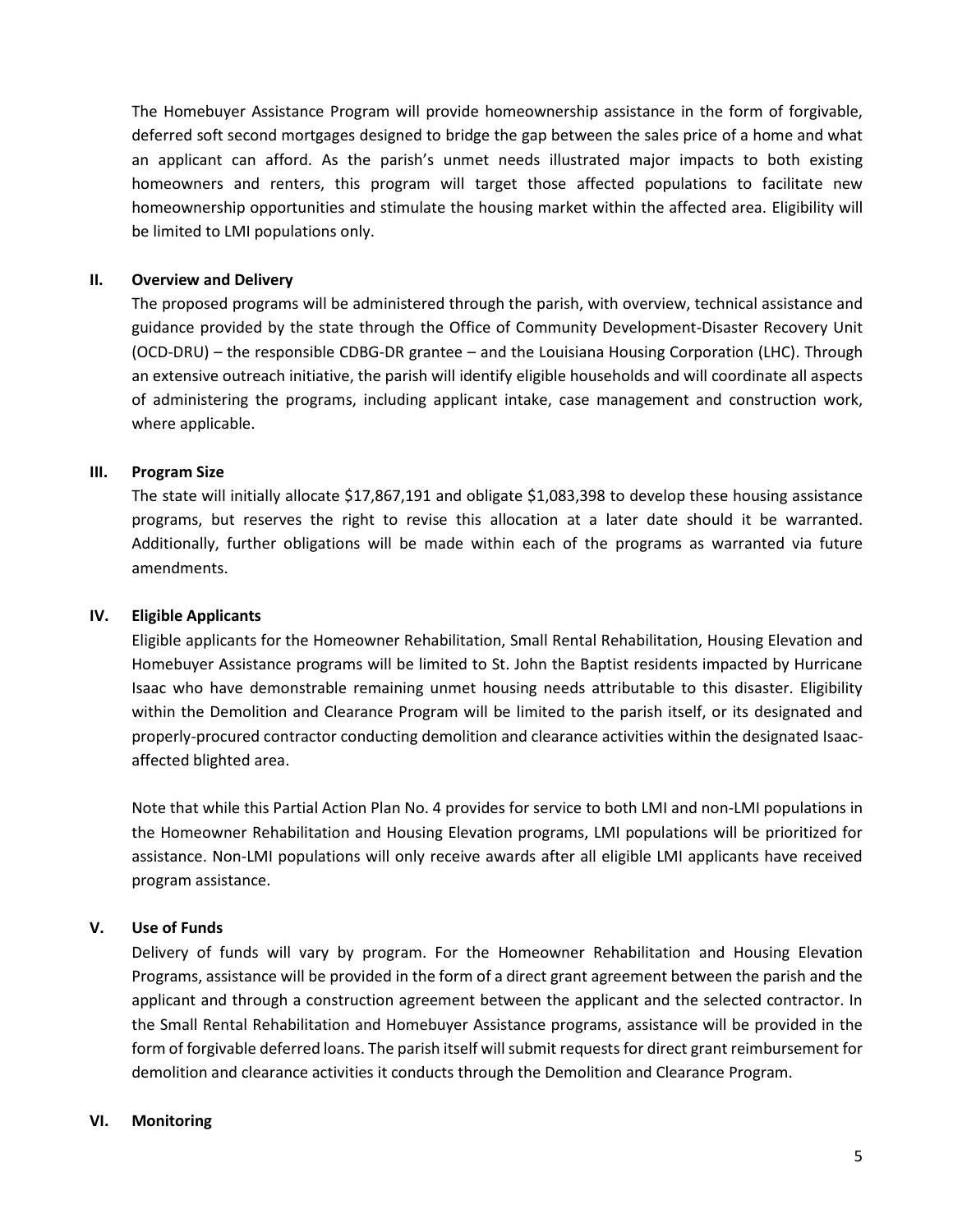The Homebuyer Assistance Program will provide homeownership assistance in the form of forgivable, deferred soft second mortgages designed to bridge the gap between the sales price of a home and what an applicant can afford. As the parish's unmet needs illustrated major impacts to both existing homeowners and renters, this program will target those affected populations to facilitate new homeownership opportunities and stimulate the housing market within the affected area. Eligibility will be limited to LMI populations only.

### II. Overview and Delivery

The proposed programs will be administered through the parish, with overview, technical assistance and guidance provided by the state through the Office of Community Development-Disaster Recovery Unit (OCD-DRU) – the responsible CDBG-DR grantee – and the Louisiana Housing Corporation (LHC). Through an extensive outreach initiative, the parish will identify eligible households and will coordinate all aspects of administering the programs, including applicant intake, case management and construction work, where applicable.

### III. Program Size

The state will initially allocate $17,867,191 and obligate $1,083,398 to develop these housing assistance programs, but reserves the right to revise this allocation at a later date should it be warranted. Additionally, further obligations will be made within each of the programs as warranted via future amendments.

### IV. Eligible Applicants

Eligible applicants for the Homeowner Rehabilitation, Small Rental Rehabilitation, Housing Elevation and Homebuyer Assistance programs will be limited to St. John the Baptist residents impacted by Hurricane Isaac who have demonstrable remaining unmet housing needs attributable to this disaster. Eligibility within the Demolition and Clearance Program will be limited to the parish itself, or its designated and properly-procured contractor conducting demolition and clearance activities within the designated Isaac-affected blighted area.

Note that while this Partial Action Plan No. 4 provides for service to both LMI and non-LMI populations in the Homeowner Rehabilitation and Housing Elevation programs, LMI populations will be prioritized for assistance. Non-LMI populations will only receive awards after all eligible LMI applicants have received program assistance.

### V. Use of Funds

Delivery of funds will vary by program. For the Homeowner Rehabilitation and Housing Elevation Programs, assistance will be provided in the form of a direct grant agreement between the parish and the applicant and through a construction agreement between the applicant and the selected contractor. In the Small Rental Rehabilitation and Homebuyer Assistance programs, assistance will be provided in the form of forgivable deferred loans. The parish itself will submit requests for direct grant reimbursement for demolition and clearance activities it conducts through the Demolition and Clearance Program.

### VI. Monitoring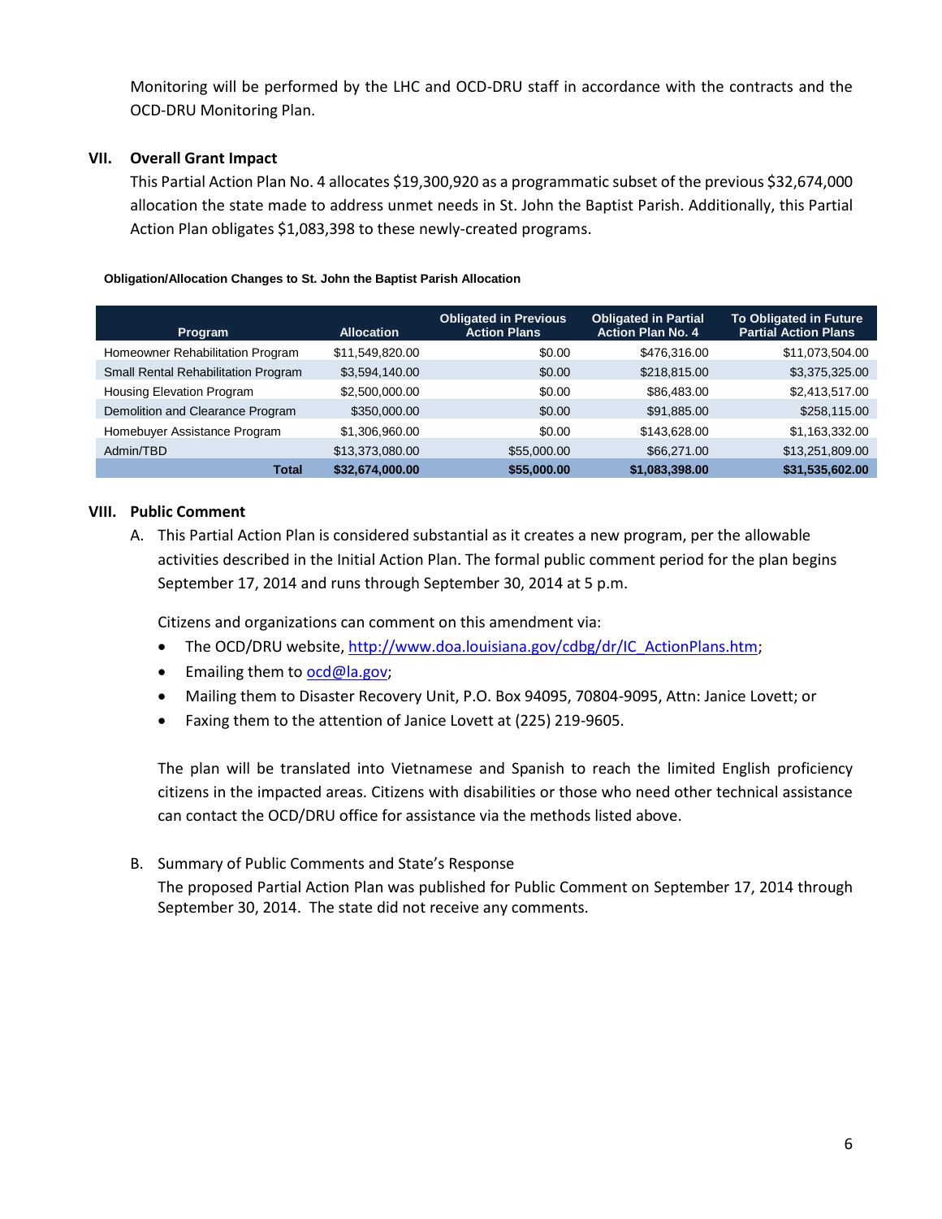Monitoring will be performed by the LHC and OCD-DRU staff in accordance with the contracts and the OCD-DRU Monitoring Plan.

## VII. Overall Grant Impact

This Partial Action Plan No. 4 allocates $19,300,920 as a programmatic subset of the previous $32,674,000 allocation the state made to address unmet needs in St. John the Baptist Parish. Additionally, this Partial Action Plan obligates $1,083,398 to these newly-created programs.

**Obligation/Allocation Changes to St. John the Baptist Parish Allocation**

| Program | Allocation | Obligated in Previous Action Plans | Obligated in Partial Action Plan No. 4 | To Obligated in Future Partial Action Plans |
|---|---|---|---|---|
| Homeowner Rehabilitation Program | $11,549,820.00 | $0.00 | $476,316.00 | $11,073,504.00 |
| Small Rental Rehabilitation Program | $3,594,140.00 | $0.00 | $218,815.00 | $3,375,325.00 |
| Housing Elevation Program | $2,500,000.00 | $0.00 | $86,483.00 | $2,413,517.00 |
| Demolition and Clearance Program | $350,000.00 | $0.00 | $91,885.00 | $258,115.00 |
| Homebuyer Assistance Program | $1,306,960.00 | $0.00 | $143,628.00 | $1,163,332.00 |
| Admin/TBD | $13,373,080.00 | $55,000.00 | $66,271.00 | $13,251,809.00 |
| **Total** | **$32,674,000.00** | **$55,000.00** | **$1,083,398.00** | **$31,535,602.00** |

## VIII. Public Comment

A. This Partial Action Plan is considered substantial as it creates a new program, per the allowable activities described in the Initial Action Plan. The formal public comment period for the plan begins September 17, 2014 and runs through September 30, 2014 at 5 p.m.

Citizens and organizations can comment on this amendment via:

- The OCD/DRU website, http://www.doa.louisiana.gov/cdbg/dr/IC_ActionPlans.htm;
- Emailing them to ocd@la.gov;
- Mailing them to Disaster Recovery Unit, P.O. Box 94095, 70804-9095, Attn: Janice Lovett; or
- Faxing them to the attention of Janice Lovett at (225) 219-9605.

The plan will be translated into Vietnamese and Spanish to reach the limited English proficiency citizens in the impacted areas. Citizens with disabilities or those who need other technical assistance can contact the OCD/DRU office for assistance via the methods listed above.

B. Summary of Public Comments and State's Response

The proposed Partial Action Plan was published for Public Comment on September 17, 2014 through September 30, 2014. The state did not receive any comments.